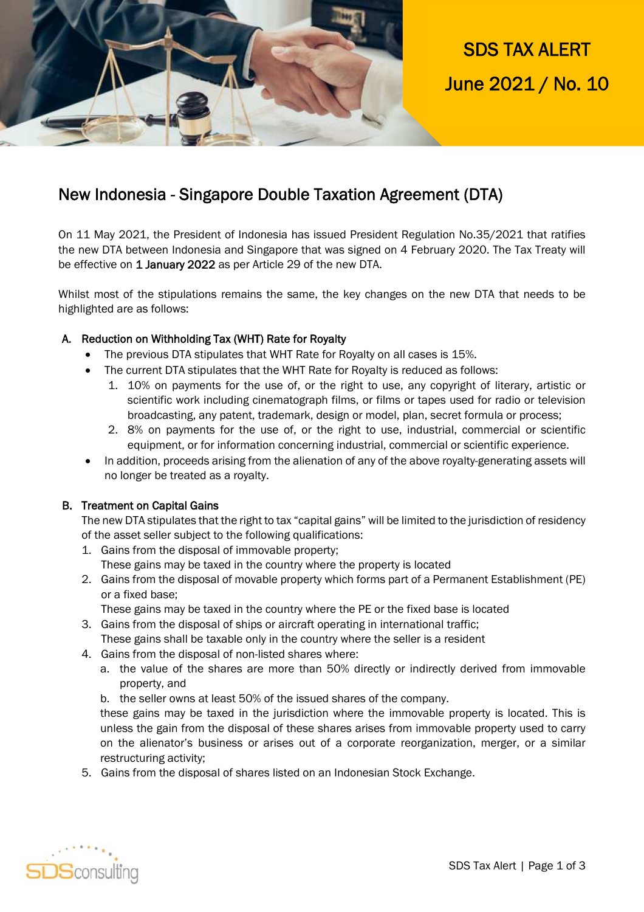SDS TAX ALERT

June 2021 / No. 10

# New Indonesia - Singapore Double Taxation Agreement (DTA)

On 11 May 2021, the President of Indonesia has issued President Regulation No.35/2021 that ratifies the new DTA between Indonesia and Singapore that was signed on 4 February 2020. The Tax Treaty will be effective on **1 January 2022** as per Article 29 of the new DTA.

Whilst most of the stipulations remains the same, the key changes on the new DTA that needs to be highlighted are as follows:

## A. Reduction on Withholding Tax (WHT) Rate for Royalty

- The previous DTA stipulates that WHT Rate for Royalty on all cases is 15%.
- The current DTA stipulates that the WHT Rate for Royalty is reduced as follows:
  1. 10% on payments for the use of, or the right to use, any copyright of literary, artistic or scientific work including cinematograph films, or films or tapes used for radio or television broadcasting, any patent, trademark, design or model, plan, secret formula or process;
  2. 8% on payments for the use of, or the right to use, industrial, commercial or scientific equipment, or for information concerning industrial, commercial or scientific experience.
- In addition, proceeds arising from the alienation of any of the above royalty-generating assets will no longer be treated as a royalty.

## B. Treatment on Capital Gains

The new DTA stipulates that the right to tax "capital gains" will be limited to the jurisdiction of residency of the asset seller subject to the following qualifications:

1. Gains from the disposal of immovable property;
   These gains may be taxed in the country where the property is located
2. Gains from the disposal of movable property which forms part of a Permanent Establishment (PE) or a fixed base;
   These gains may be taxed in the country where the PE or the fixed base is located
3. Gains from the disposal of ships or aircraft operating in international traffic;
   These gains shall be taxable only in the country where the seller is a resident
4. Gains from the disposal of non-listed shares where:
   a. the value of the shares are more than 50% directly or indirectly derived from immovable property, and
   b. the seller owns at least 50% of the issued shares of the company.

   these gains may be taxed in the jurisdiction where the immovable property is located. This is unless the gain from the disposal of these shares arises from immovable property used to carry on the alienator's business or arises out of a corporate reorganization, merger, or a similar restructuring activity;
5. Gains from the disposal of shares listed on an Indonesian Stock Exchange.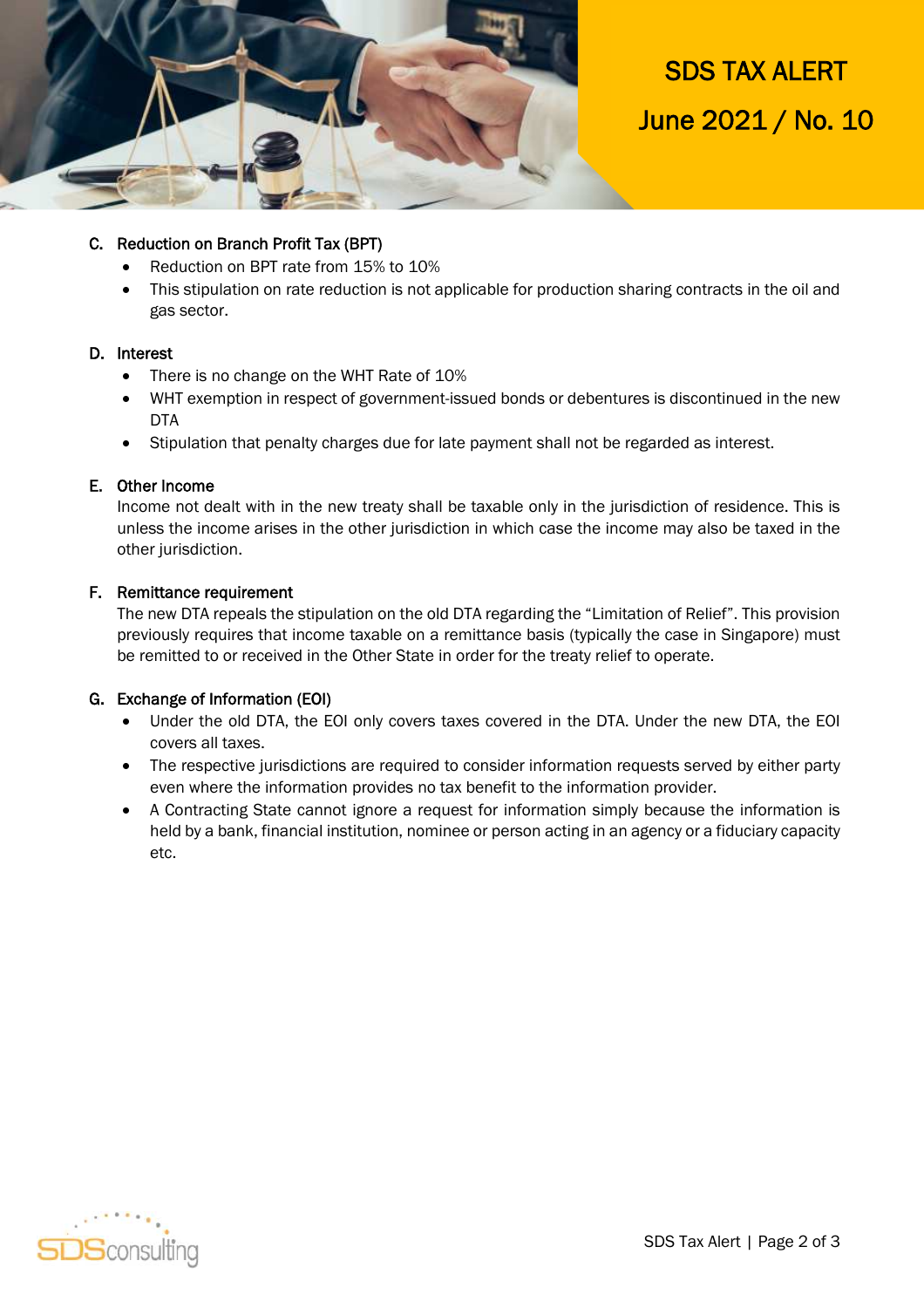### C. Reduction on Branch Profit Tax (BPT)

- Reduction on BPT rate from 15% to 10%
- This stipulation on rate reduction is not applicable for production sharing contracts in the oil and gas sector.

### D. Interest

- There is no change on the WHT Rate of 10%
- WHT exemption in respect of government-issued bonds or debentures is discontinued in the new DTA
- Stipulation that penalty charges due for late payment shall not be regarded as interest.

### E. Other Income

Income not dealt with in the new treaty shall be taxable only in the jurisdiction of residence. This is unless the income arises in the other jurisdiction in which case the income may also be taxed in the other jurisdiction.

### F. Remittance requirement

The new DTA repeals the stipulation on the old DTA regarding the "Limitation of Relief". This provision previously requires that income taxable on a remittance basis (typically the case in Singapore) must be remitted to or received in the Other State in order for the treaty relief to operate.

### G. Exchange of Information (EOI)

- Under the old DTA, the EOI only covers taxes covered in the DTA. Under the new DTA, the EOI covers all taxes.
- The respective jurisdictions are required to consider information requests served by either party even where the information provides no tax benefit to the information provider.
- A Contracting State cannot ignore a request for information simply because the information is held by a bank, financial institution, nominee or person acting in an agency or a fiduciary capacity etc.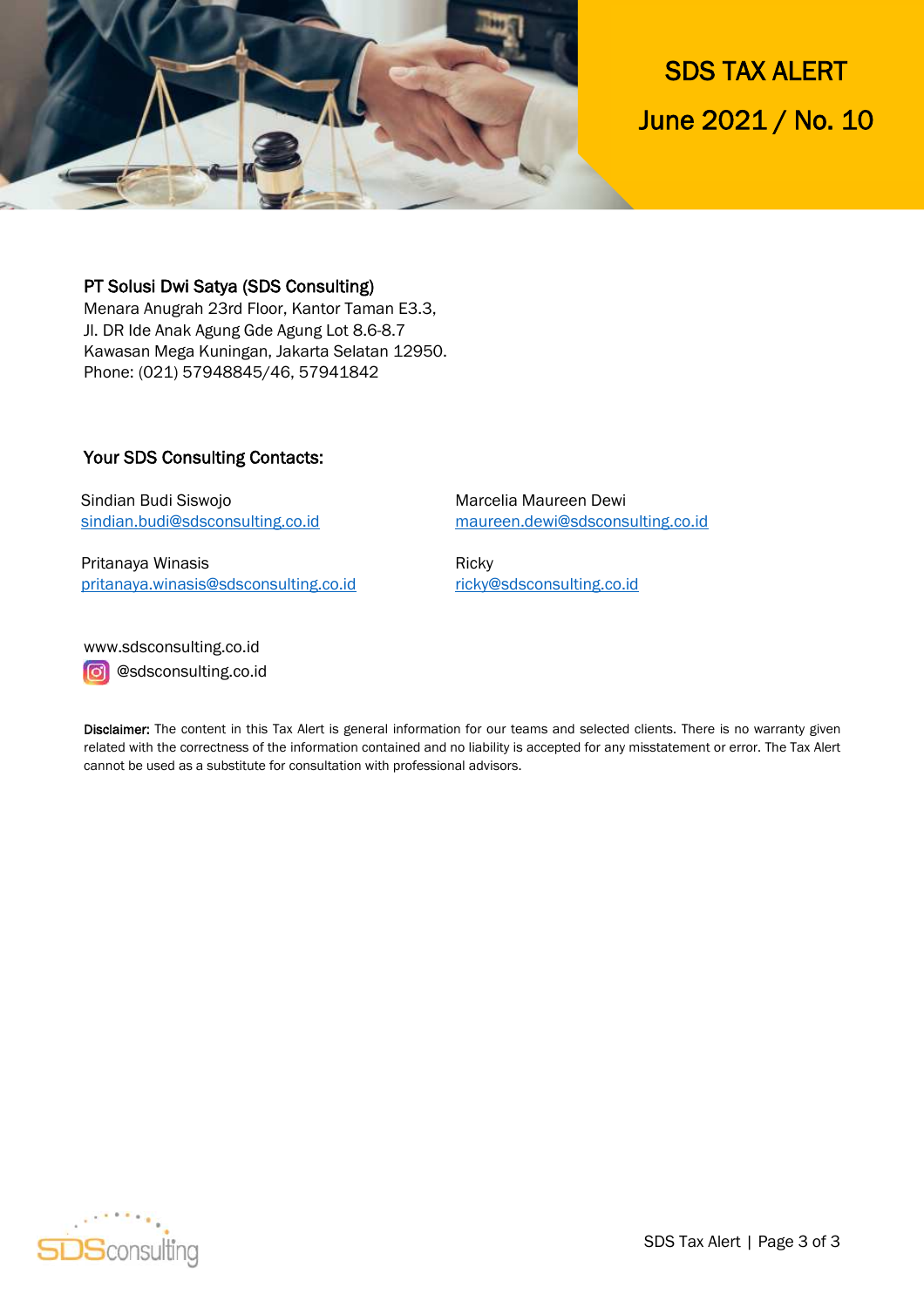# SDS TAX ALERT

## June 2021 / No. 10

**PT Solusi Dwi Satya (SDS Consulting)**
Menara Anugrah 23rd Floor, Kantor Taman E3.3,
Jl. DR Ide Anak Agung Gde Agung Lot 8.6-8.7
Kawasan Mega Kuningan, Jakarta Selatan 12950.
Phone: (021) 57948845/46, 57941842

### Your SDS Consulting Contacts:

Sindian Budi Siswojo
sindian.budi@sdsconsulting.co.id

Pritanaya Winasis
pritanaya.winasis@sdsconsulting.co.id

Marcelia Maureen Dewi
maureen.dewi@sdsconsulting.co.id

Ricky
ricky@sdsconsulting.co.id

www.sdsconsulting.co.id
@sdsconsulting.co.id

**Disclaimer:** The content in this Tax Alert is general information for our teams and selected clients. There is no warranty given related with the correctness of the information contained and no liability is accepted for any misstatement or error. The Tax Alert cannot be used as a substitute for consultation with professional advisors.